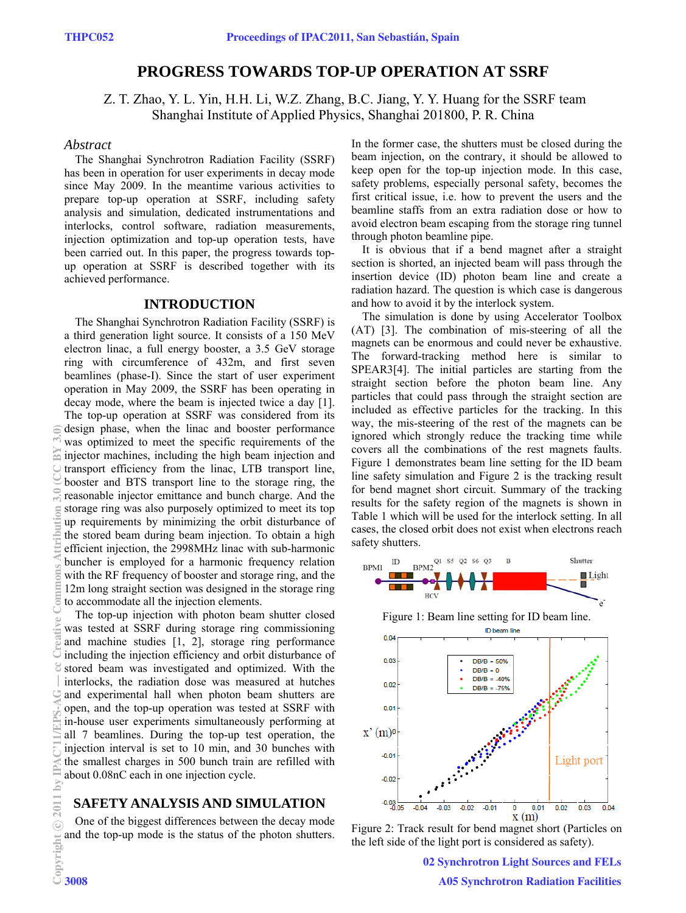# PROGRESS TOWARDS TOP-UP OPERATION AT SSRF

Z. T. Zhao, Y. L. Yin, H.H. Li, W.Z. Zhang, B.C. Jiang, Y. Y. Huang for the SSRF team
Shanghai Institute of Applied Physics, Shanghai 201800, P. R. China

## *Abstract*

The Shanghai Synchrotron Radiation Facility (SSRF) has been in operation for user experiments in decay mode since May 2009. In the meantime various activities to prepare top-up operation at SSRF, including safety analysis and simulation, dedicated instrumentations and interlocks, control software, radiation measurements, injection optimization and top-up operation tests, have been carried out. In this paper, the progress towards top-up operation at SSRF is described together with its achieved performance.

## INTRODUCTION

The Shanghai Synchrotron Radiation Facility (SSRF) is a third generation light source. It consists of a 150 MeV electron linac, a full energy booster, a 3.5 GeV storage ring with circumference of 432m, and first seven beamlines (phase-I). Since the start of user experiment operation in May 2009, the SSRF has been operating in decay mode, where the beam is injected twice a day [1]. The top-up operation at SSRF was considered from its design phase, when the linac and booster performance was optimized to meet the specific requirements of the injector machines, including the high beam injection and transport efficiency from the linac, LTB transport line, booster and BTS transport line to the storage ring, the reasonable injector emittance and bunch charge. And the storage ring was also purposely optimized to meet its top up requirements by minimizing the orbit disturbance of the stored beam during beam injection. To obtain a high efficient injection, the 2998MHz linac with sub-harmonic buncher is employed for a harmonic frequency relation with the RF frequency of booster and storage ring, and the 12m long straight section was designed in the storage ring to accommodate all the injection elements.

The top-up injection with photon beam shutter closed was tested at SSRF during storage ring commissioning and machine studies [1, 2], storage ring performance including the injection efficiency and orbit disturbance of stored beam was investigated and optimized. With the interlocks, the radiation dose was measured at hutches and experimental hall when photon beam shutters are open, and the top-up operation was tested at SSRF with in-house user experiments simultaneously performing at all 7 beamlines. During the top-up test operation, the injection interval is set to 10 min, and 30 bunches with the smallest charges in 500 bunch train are refilled with about 0.08nC each in one injection cycle.

## SAFETY ANALYSIS AND SIMULATION

One of the biggest differences between the decay mode and the top-up mode is the status of the photon shutters. In the former case, the shutters must be closed during the beam injection, on the contrary, it should be allowed to keep open for the top-up injection mode. In this case, safety problems, especially personal safety, becomes the first critical issue, i.e. how to prevent the users and the beamline staffs from an extra radiation dose or how to avoid electron beam escaping from the storage ring tunnel through photon beamline pipe.

It is obvious that if a bend magnet after a straight section is shorted, an injected beam will pass through the insertion device (ID) photon beam line and create a radiation hazard. The question is which case is dangerous and how to avoid it by the interlock system.

The simulation is done by using Accelerator Toolbox (AT) [3]. The combination of mis-steering of all the magnets can be enormous and could never be exhaustive. The forward-tracking method here is similar to SPEAR3[4]. The initial particles are starting from the straight section before the photon beam line. Any particles that could pass through the straight section are included as effective particles for the tracking. In this way, the mis-steering of the rest of the magnets can be ignored which strongly reduce the tracking time while covers all the combinations of the rest magnets faults. Figure 1 demonstrates beam line setting for the ID beam line safety simulation and Figure 2 is the tracking result for bend magnet short circuit. Summary of the tracking results for the safety region of the magnets is shown in Table 1 which will be used for the interlock setting. In all cases, the closed orbit does not exist when electrons reach safety shutters.

Figure 1: Beam line setting for ID beam line.

Figure 2: Track result for bend magnet short (Particles on the left side of the light port is considered as safety).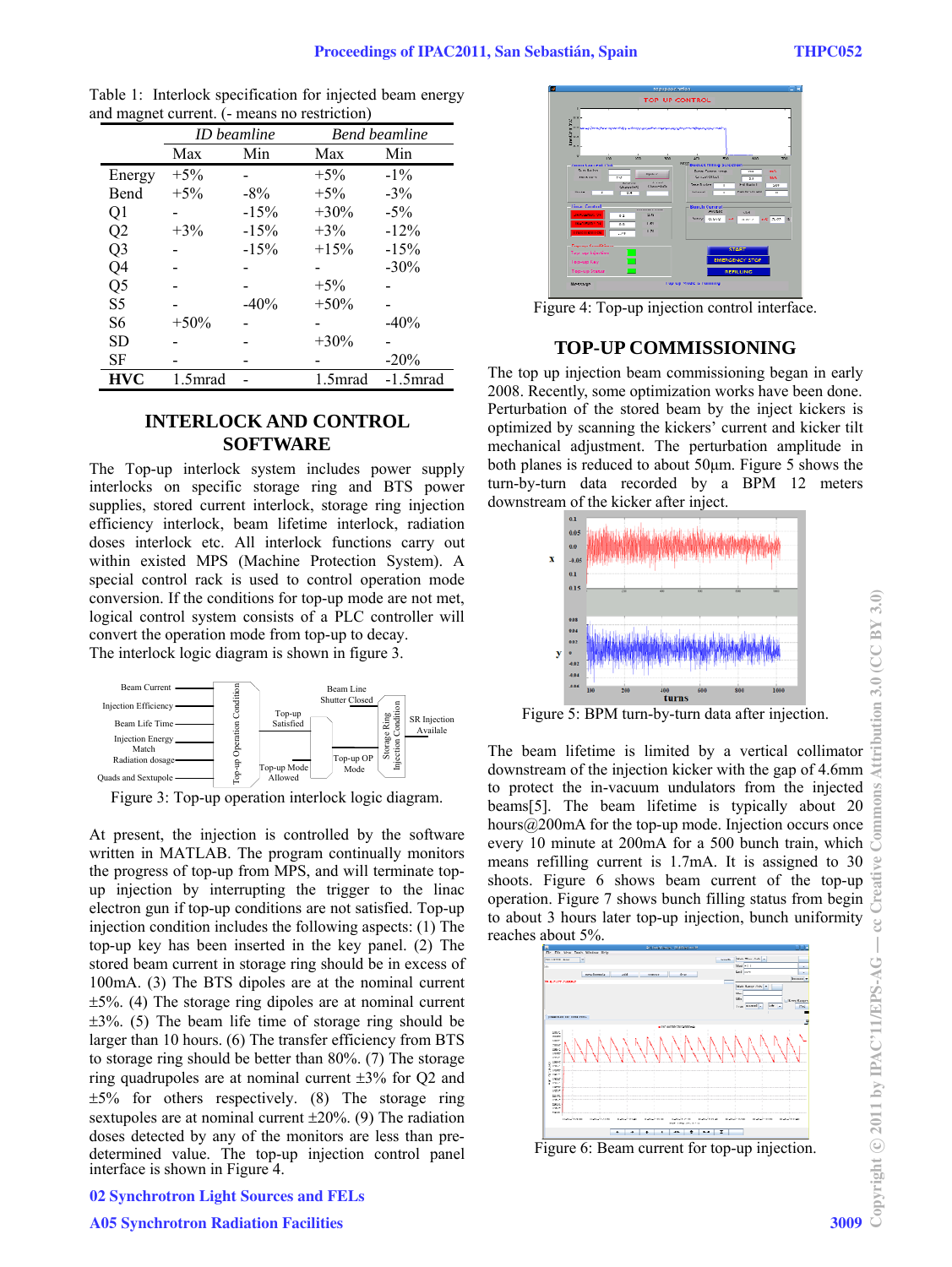Table 1: Interlock specification for injected beam energy and magnet current. (- means no restriction)

| | ID beamline | | Bend beamline | |
|---|---|---|---|---|
| | Max | Min | Max | Min |
| Energy | +5% | - | +5% | -1% |
| Bend | +5% | -8% | +5% | -3% |
| Q1 | - | -15% | +30% | -5% |
| Q2 | +3% | -15% | +3% | -12% |
| Q3 | - | -15% | +15% | -15% |
| Q4 | - | - | - | -30% |
| Q5 | - | - | +5% | - |
| S5 | - | -40% | +50% | - |
| S6 | +50% | - | - | -40% |
| SD | - | - | +30% | - |
| SF | - | - | - | -20% |
| **HVC** | 1.5mrad | - | 1.5mrad | -1.5mrad |

## INTERLOCK AND CONTROL SOFTWARE

The Top-up interlock system includes power supply interlocks on specific storage ring and BTS power supplies, stored current interlock, storage ring injection efficiency interlock, beam lifetime interlock, radiation doses interlock etc. All interlock functions carry out within existed MPS (Machine Protection System). A special control rack is used to control operation mode conversion. If the conditions for top-up mode are not met, logical control system consists of a PLC controller will convert the operation mode from top-up to decay.

The interlock logic diagram is shown in figure 3.

Figure 3: Top-up operation interlock logic diagram.

At present, the injection is controlled by the software written in MATLAB. The program continually monitors the progress of top-up from MPS, and will terminate top-up injection by interrupting the trigger to the linac electron gun if top-up conditions are not satisfied. Top-up injection condition includes the following aspects: (1) The top-up key has been inserted in the key panel. (2) The stored beam current in storage ring should be in excess of 100mA. (3) The BTS dipoles are at the nominal current ±5%. (4) The storage ring dipoles are at nominal current ±3%. (5) The beam life time of storage ring should be larger than 10 hours. (6) The transfer efficiency from BTS to storage ring should be better than 80%. (7) The storage ring quadrupoles are at nominal current ±3% for Q2 and ±5% for others respectively. (8) The storage ring sextupoles are at nominal current ±20%. (9) The radiation doses detected by any of the monitors are less than pre-determined value. The top-up injection control panel interface is shown in Figure 4.

Figure 4: Top-up injection control interface.

## TOP-UP COMMISSIONING

The top up injection beam commissioning began in early 2008. Recently, some optimization works have been done. Perturbation of the stored beam by the inject kickers is optimized by scanning the kickers' current and kicker tilt mechanical adjustment. The perturbation amplitude in both planes is reduced to about 50μm. Figure 5 shows the turn-by-turn data recorded by a BPM 12 meters downstream of the kicker after inject.

Figure 5: BPM turn-by-turn data after injection.

The beam lifetime is limited by a vertical collimator downstream of the injection kicker with the gap of 4.6mm to protect the in-vacuum undulators from the injected beams[5]. The beam lifetime is typically about 20 hours@200mA for the top-up mode. Injection occurs once every 10 minute at 200mA for a 500 bunch train, which means refilling current is 1.7mA. It is assigned to 30 shoots. Figure 6 shows beam current of the top-up operation. Figure 7 shows bunch filling status from begin to about 3 hours later top-up injection, bunch uniformity reaches about 5%.

Figure 6: Beam current for top-up injection.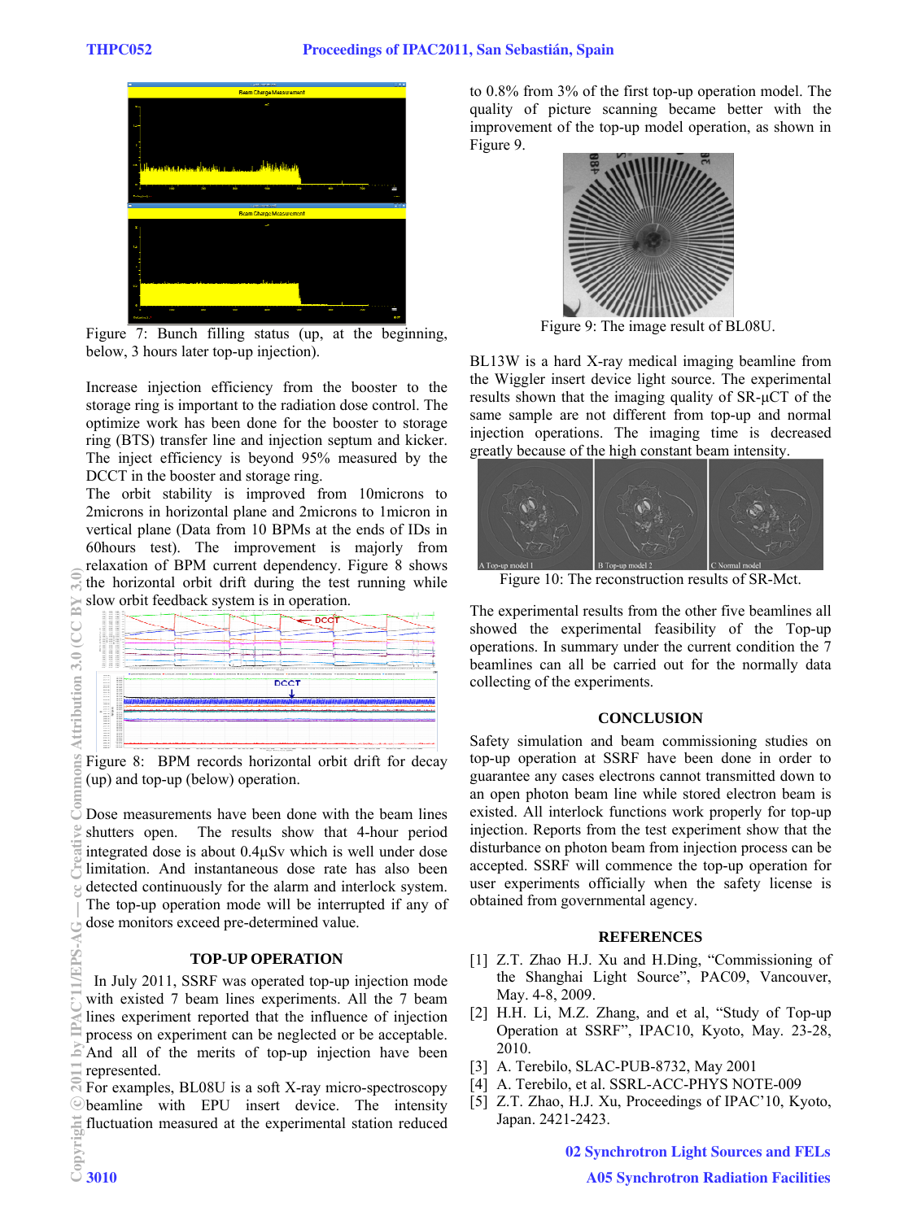Figure 7: Bunch filling status (up, at the beginning, below, 3 hours later top-up injection).

Increase injection efficiency from the booster to the storage ring is important to the radiation dose control. The optimize work has been done for the booster to storage ring (BTS) transfer line and injection septum and kicker. The inject efficiency is beyond 95% measured by the DCCT in the booster and storage ring.

The orbit stability is improved from 10microns to 2microns in horizontal plane and 2microns to 1micron in vertical plane (Data from 10 BPMs at the ends of IDs in 60hours test). The improvement is majorly from relaxation of BPM current dependency. Figure 8 shows the horizontal orbit drift during the test running while slow orbit feedback system is in operation.

DCCT

DCCT

Figure 8: BPM records horizontal orbit drift for decay (up) and top-up (below) operation.

Dose measurements have been done with the beam lines shutters open. The results show that 4-hour period integrated dose is about 0.4μSv which is well under dose limitation. And instantaneous dose rate has also been detected continuously for the alarm and interlock system. The top-up operation mode will be interrupted if any of dose monitors exceed pre-determined value.

## TOP-UP OPERATION

In July 2011, SSRF was operated top-up injection mode with existed 7 beam lines experiments. All the 7 beam lines experiment reported that the influence of injection process on experiment can be neglected or be acceptable. And all of the merits of top-up injection have been represented.

For examples, BL08U is a soft X-ray micro-spectroscopy beamline with EPU insert device. The intensity fluctuation measured at the experimental station reduced to 0.8% from 3% of the first top-up operation model. The quality of picture scanning became better with the improvement of the top-up model operation, as shown in Figure 9.

Figure 9: The image result of BL08U.

BL13W is a hard X-ray medical imaging beamline from the Wiggler insert device light source. The experimental results shown that the imaging quality of SR-μCT of the same sample are not different from top-up and normal injection operations. The imaging time is decreased greatly because of the high constant beam intensity.

A Top-up model 1 B Top-up model 2 C Normal model

Figure 10: The reconstruction results of SR-Mct.

The experimental results from the other five beamlines all showed the experimental feasibility of the Top-up operations. In summary under the current condition the 7 beamlines can all be carried out for the normally data collecting of the experiments.

## CONCLUSION

Safety simulation and beam commissioning studies on top-up operation at SSRF have been done in order to guarantee any cases electrons cannot transmitted down to an open photon beam line while stored electron beam is existed. All interlock functions work properly for top-up injection. Reports from the test experiment show that the disturbance on photon beam from injection process can be accepted. SSRF will commence the top-up operation for user experiments officially when the safety license is obtained from governmental agency.

## REFERENCES

[1] Z.T. Zhao H.J. Xu and H.Ding, "Commissioning of the Shanghai Light Source", PAC09, Vancouver, May. 4-8, 2009.

[2] H.H. Li, M.Z. Zhang, and et al, "Study of Top-up Operation at SSRF", IPAC10, Kyoto, May. 23-28, 2010.

[3] A. Terebilo, SLAC-PUB-8732, May 2001

[4] A. Terebilo, et al. SSRL-ACC-PHYS NOTE-009

[5] Z.T. Zhao, H.J. Xu, Proceedings of IPAC'10, Kyoto, Japan. 2421-2423.